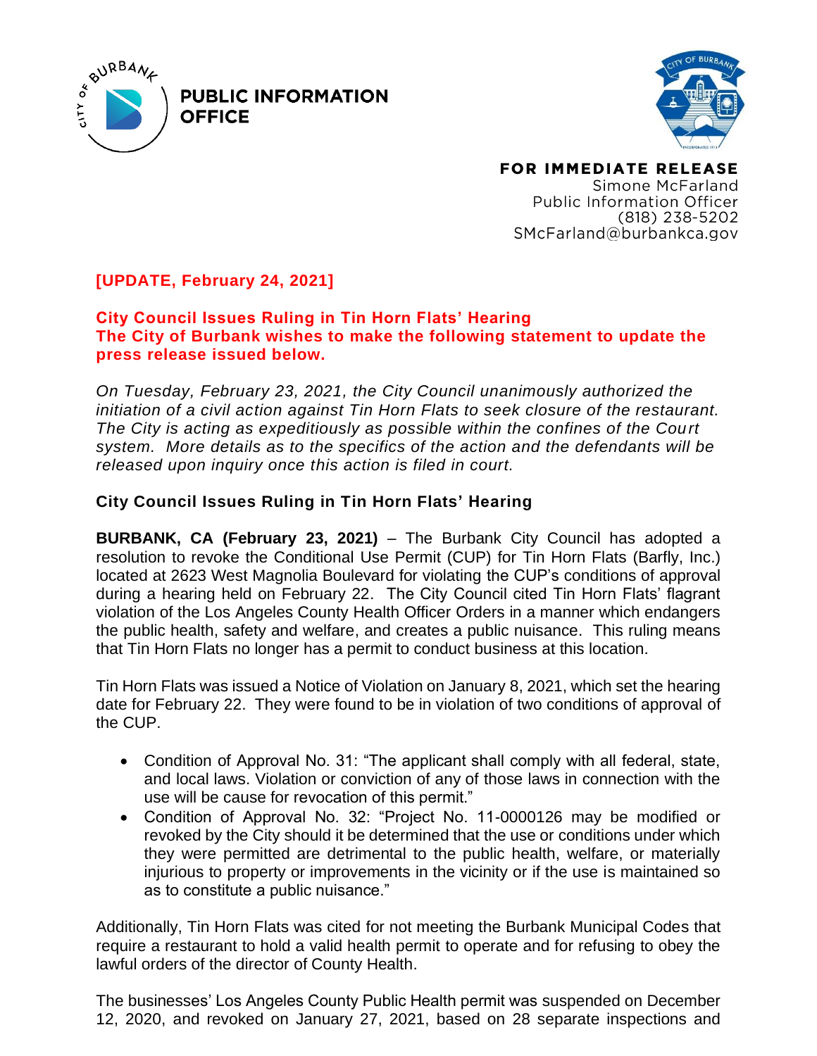PUBLIC INFORMATION OFFICE

**FOR IMMEDIATE RELEASE**
Simone McFarland
Public Information Officer
(818) 238-5202
SMcFarland@burbankca.gov

**[UPDATE, February 24, 2021]**

**City Council Issues Ruling in Tin Horn Flats' Hearing**
**The City of Burbank wishes to make the following statement to update the press release issued below.**

*On Tuesday, February 23, 2021, the City Council unanimously authorized the initiation of a civil action against Tin Horn Flats to seek closure of the restaurant. The City is acting as expeditiously as possible within the confines of the Court system. More details as to the specifics of the action and the defendants will be released upon inquiry once this action is filed in court.*

## City Council Issues Ruling in Tin Horn Flats' Hearing

**BURBANK, CA (February 23, 2021)** – The Burbank City Council has adopted a resolution to revoke the Conditional Use Permit (CUP) for Tin Horn Flats (Barfly, Inc.) located at 2623 West Magnolia Boulevard for violating the CUP's conditions of approval during a hearing held on February 22. The City Council cited Tin Horn Flats' flagrant violation of the Los Angeles County Health Officer Orders in a manner which endangers the public health, safety and welfare, and creates a public nuisance. This ruling means that Tin Horn Flats no longer has a permit to conduct business at this location.

Tin Horn Flats was issued a Notice of Violation on January 8, 2021, which set the hearing date for February 22. They were found to be in violation of two conditions of approval of the CUP.

- Condition of Approval No. 31: "The applicant shall comply with all federal, state, and local laws. Violation or conviction of any of those laws in connection with the use will be cause for revocation of this permit."
- Condition of Approval No. 32: "Project No. 11-0000126 may be modified or revoked by the City should it be determined that the use or conditions under which they were permitted are detrimental to the public health, welfare, or materially injurious to property or improvements in the vicinity or if the use is maintained so as to constitute a public nuisance."

Additionally, Tin Horn Flats was cited for not meeting the Burbank Municipal Codes that require a restaurant to hold a valid health permit to operate and for refusing to obey the lawful orders of the director of County Health.

The businesses' Los Angeles County Public Health permit was suspended on December 12, 2020, and revoked on January 27, 2021, based on 28 separate inspections and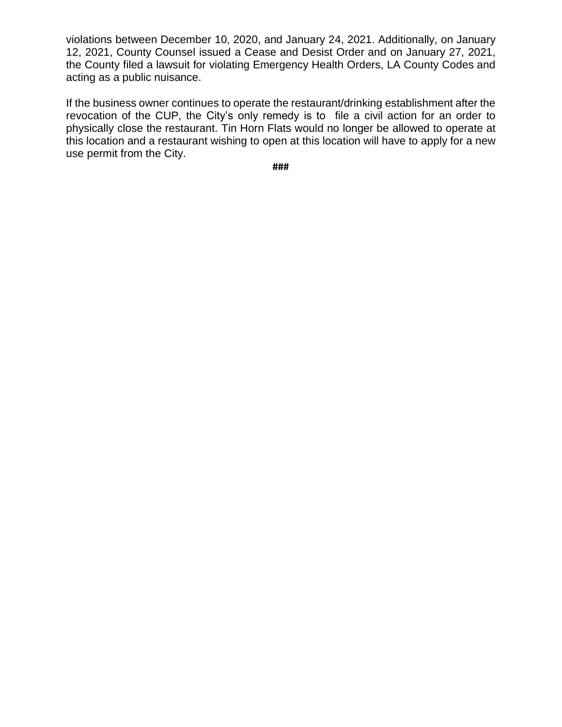violations between December 10, 2020, and January 24, 2021. Additionally, on January 12, 2021, County Counsel issued a Cease and Desist Order and on January 27, 2021, the County filed a lawsuit for violating Emergency Health Orders, LA County Codes and acting as a public nuisance.

If the business owner continues to operate the restaurant/drinking establishment after the revocation of the CUP, the City's only remedy is to file a civil action for an order to physically close the restaurant. Tin Horn Flats would no longer be allowed to operate at this location and a restaurant wishing to open at this location will have to apply for a new use permit from the City.

**###**